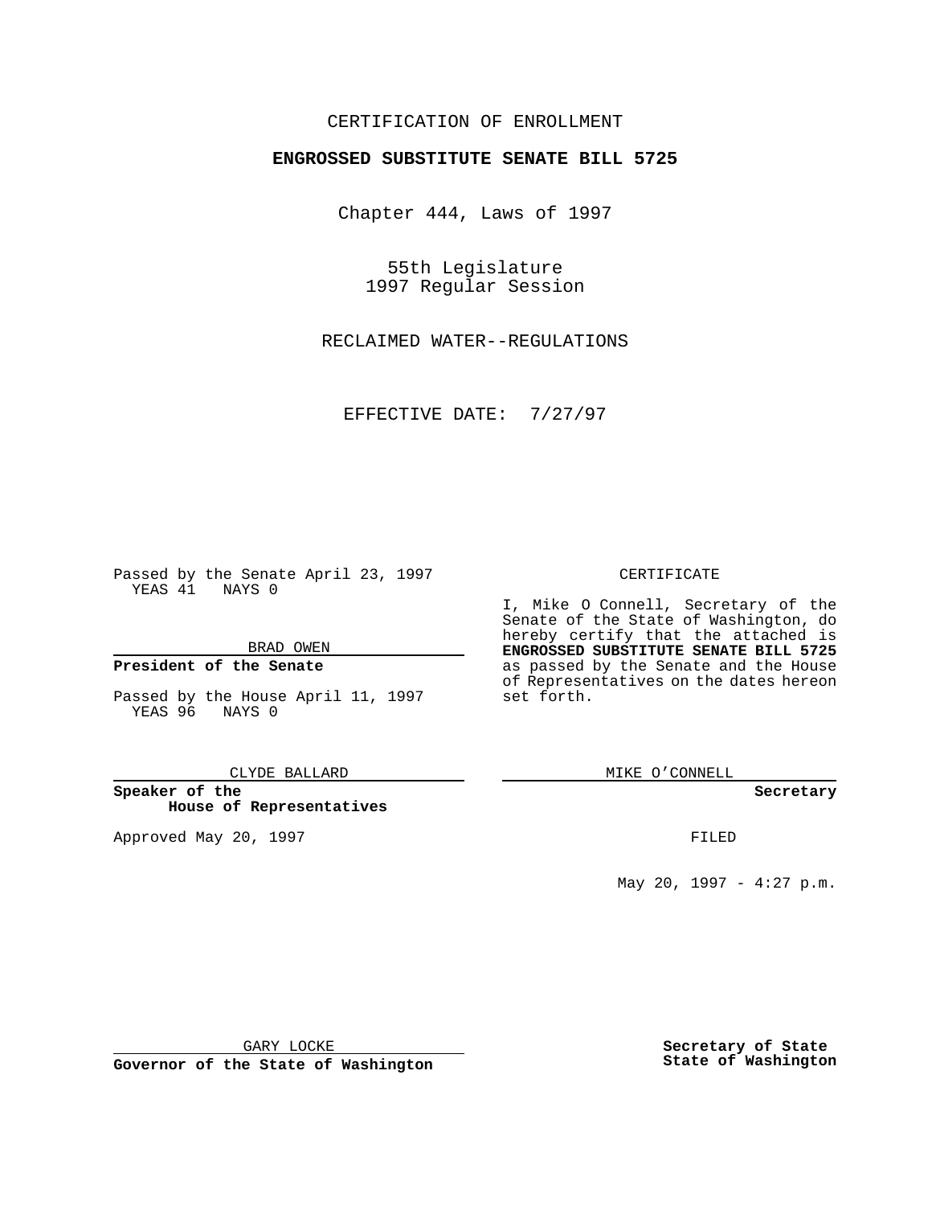CERTIFICATION OF ENROLLMENT

**ENGROSSED SUBSTITUTE SENATE BILL 5725**

Chapter 444, Laws of 1997

55th Legislature
1997 Regular Session

RECLAIMED WATER--REGULATIONS

EFFECTIVE DATE: 7/27/97

Passed by the Senate April 23, 1997
YEAS 41 NAYS 0

BRAD OWEN

**President of the Senate**

Passed by the House April 11, 1997
YEAS 96 NAYS 0

CLYDE BALLARD

**Speaker of the House of Representatives**

Approved May 20, 1997

GARY LOCKE

**Governor of the State of Washington**

CERTIFICATE

I, Mike O Connell, Secretary of the Senate of the State of Washington, do hereby certify that the attached is **ENGROSSED SUBSTITUTE SENATE BILL 5725** as passed by the Senate and the House of Representatives on the dates hereon set forth.

MIKE O'CONNELL

**Secretary**

FILED

May 20, 1997 - 4:27 p.m.

**Secretary of State**
**State of Washington**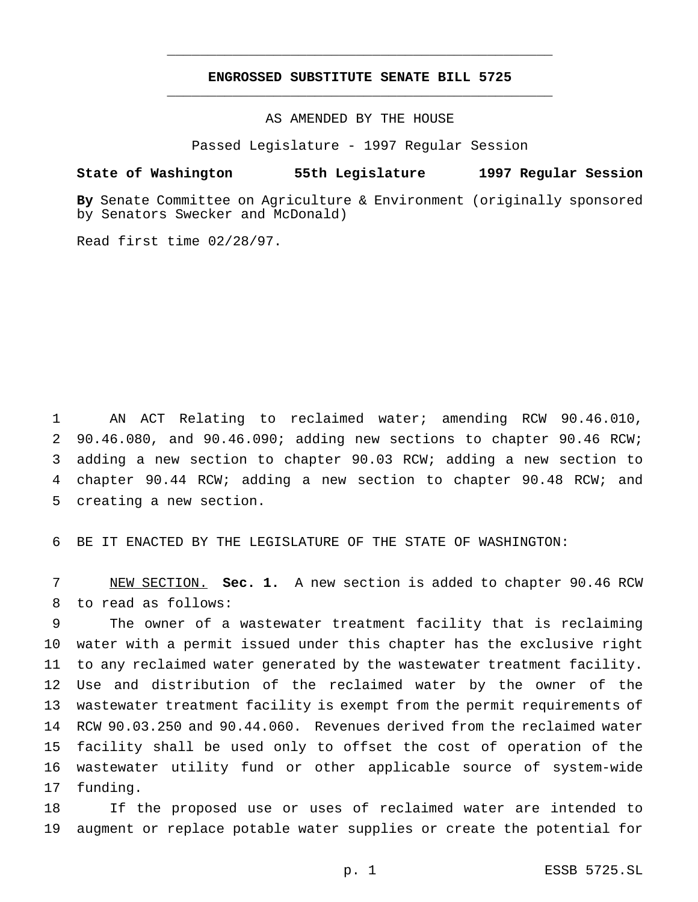# ENGROSSED SUBSTITUTE SENATE BILL 5725

AS AMENDED BY THE HOUSE

Passed Legislature - 1997 Regular Session

**State of Washington 55th Legislature 1997 Regular Session**

**By** Senate Committee on Agriculture & Environment (originally sponsored by Senators Swecker and McDonald)

Read first time 02/28/97.

AN ACT Relating to reclaimed water; amending RCW 90.46.010, 90.46.080, and 90.46.090; adding new sections to chapter 90.46 RCW; adding a new section to chapter 90.03 RCW; adding a new section to chapter 90.44 RCW; adding a new section to chapter 90.48 RCW; and creating a new section.

BE IT ENACTED BY THE LEGISLATURE OF THE STATE OF WASHINGTON:

NEW SECTION. **Sec. 1.** A new section is added to chapter 90.46 RCW to read as follows:

The owner of a wastewater treatment facility that is reclaiming water with a permit issued under this chapter has the exclusive right to any reclaimed water generated by the wastewater treatment facility. Use and distribution of the reclaimed water by the owner of the wastewater treatment facility is exempt from the permit requirements of RCW 90.03.250 and 90.44.060. Revenues derived from the reclaimed water facility shall be used only to offset the cost of operation of the wastewater utility fund or other applicable source of system-wide funding.

If the proposed use or uses of reclaimed water are intended to augment or replace potable water supplies or create the potential for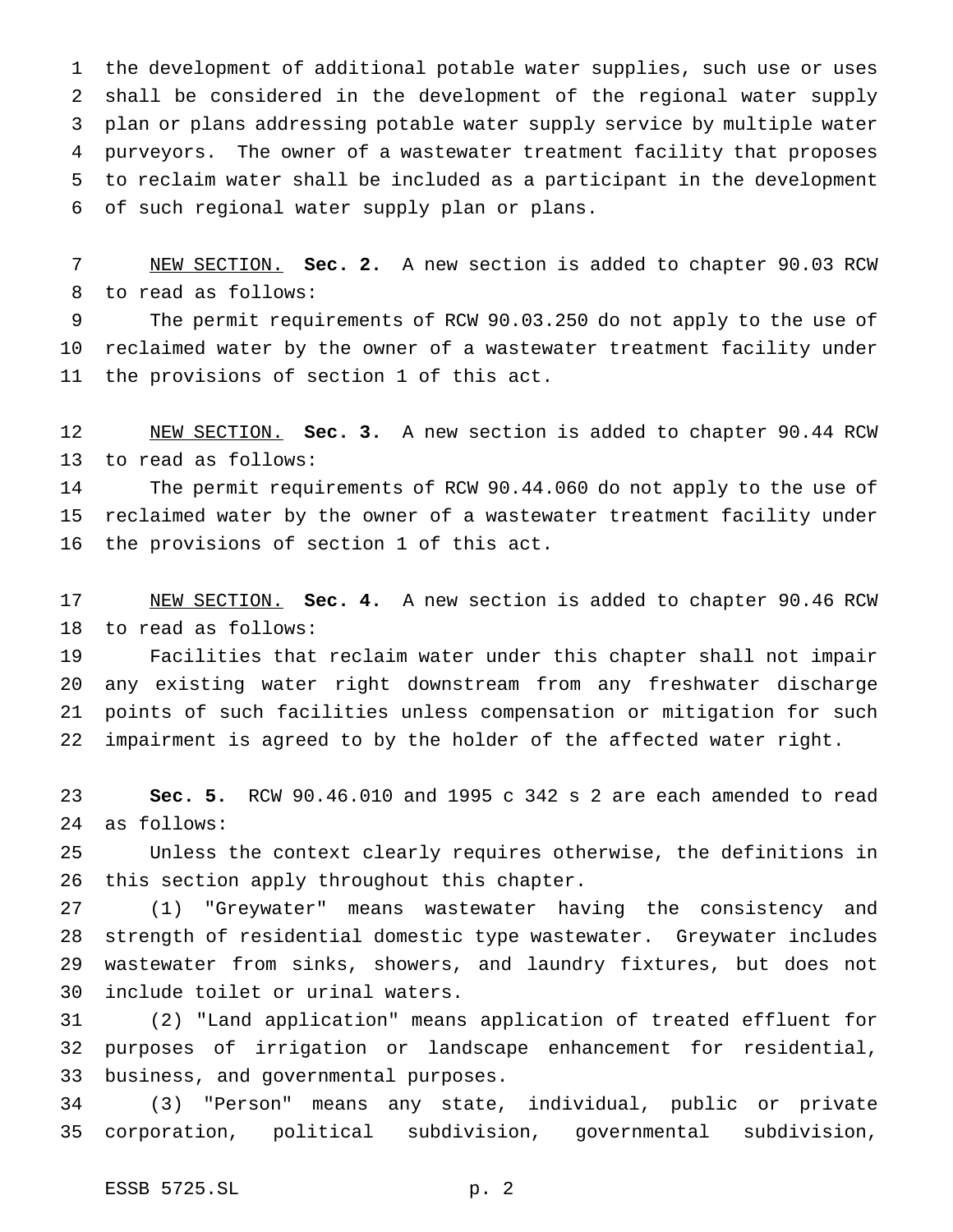the development of additional potable water supplies, such use or uses shall be considered in the development of the regional water supply plan or plans addressing potable water supply service by multiple water purveyors. The owner of a wastewater treatment facility that proposes to reclaim water shall be included as a participant in the development of such regional water supply plan or plans.

NEW SECTION. **Sec. 2.** A new section is added to chapter 90.03 RCW to read as follows:

The permit requirements of RCW 90.03.250 do not apply to the use of reclaimed water by the owner of a wastewater treatment facility under the provisions of section 1 of this act.

NEW SECTION. **Sec. 3.** A new section is added to chapter 90.44 RCW to read as follows:

The permit requirements of RCW 90.44.060 do not apply to the use of reclaimed water by the owner of a wastewater treatment facility under the provisions of section 1 of this act.

NEW SECTION. **Sec. 4.** A new section is added to chapter 90.46 RCW to read as follows:

Facilities that reclaim water under this chapter shall not impair any existing water right downstream from any freshwater discharge points of such facilities unless compensation or mitigation for such impairment is agreed to by the holder of the affected water right.

**Sec. 5.** RCW 90.46.010 and 1995 c 342 s 2 are each amended to read as follows:

Unless the context clearly requires otherwise, the definitions in this section apply throughout this chapter.

(1) "Greywater" means wastewater having the consistency and strength of residential domestic type wastewater. Greywater includes wastewater from sinks, showers, and laundry fixtures, but does not include toilet or urinal waters.

(2) "Land application" means application of treated effluent for purposes of irrigation or landscape enhancement for residential, business, and governmental purposes.

(3) "Person" means any state, individual, public or private corporation, political subdivision, governmental subdivision,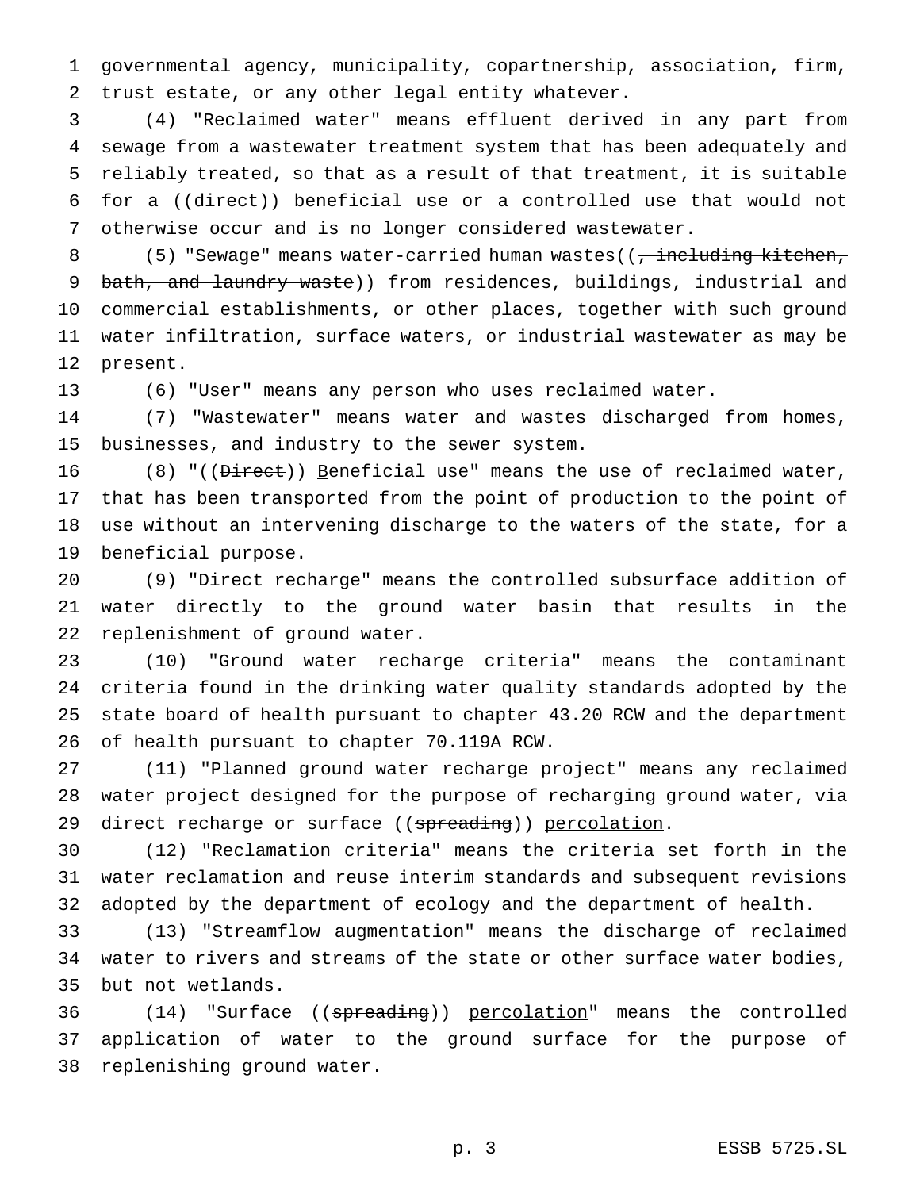governmental agency, municipality, copartnership, association, firm, trust estate, or any other legal entity whatever.

(4) "Reclaimed water" means effluent derived in any part from sewage from a wastewater treatment system that has been adequately and reliably treated, so that as a result of that treatment, it is suitable for a ((~~direct~~)) beneficial use or a controlled use that would not otherwise occur and is no longer considered wastewater.

(5) "Sewage" means water-carried human wastes((~~, including kitchen, bath, and laundry waste~~)) from residences, buildings, industrial and commercial establishments, or other places, together with such ground water infiltration, surface waters, or industrial wastewater as may be present.

(6) "User" means any person who uses reclaimed water.

(7) "Wastewater" means water and wastes discharged from homes, businesses, and industry to the sewer system.

(8) "((~~Direct~~)) <u>B</u>eneficial use" means the use of reclaimed water, that has been transported from the point of production to the point of use without an intervening discharge to the waters of the state, for a beneficial purpose.

(9) "Direct recharge" means the controlled subsurface addition of water directly to the ground water basin that results in the replenishment of ground water.

(10) "Ground water recharge criteria" means the contaminant criteria found in the drinking water quality standards adopted by the state board of health pursuant to chapter 43.20 RCW and the department of health pursuant to chapter 70.119A RCW.

(11) "Planned ground water recharge project" means any reclaimed water project designed for the purpose of recharging ground water, via direct recharge or surface ((~~spreading~~)) <u>percolation</u>.

(12) "Reclamation criteria" means the criteria set forth in the water reclamation and reuse interim standards and subsequent revisions adopted by the department of ecology and the department of health.

(13) "Streamflow augmentation" means the discharge of reclaimed water to rivers and streams of the state or other surface water bodies, but not wetlands.

(14) "Surface ((~~spreading~~)) <u>percolation</u>" means the controlled application of water to the ground surface for the purpose of replenishing ground water.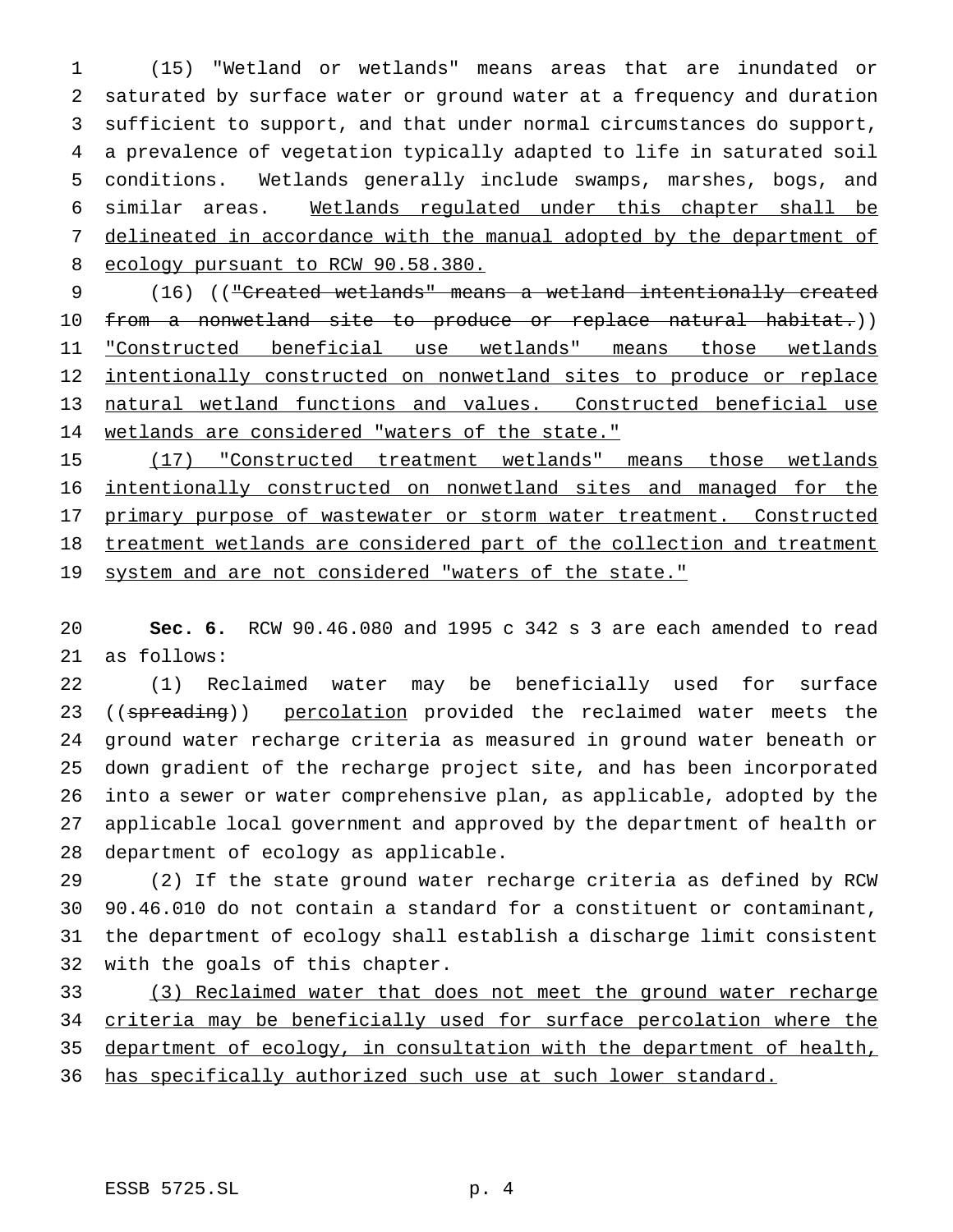(15) "Wetland or wetlands" means areas that are inundated or saturated by surface water or ground water at a frequency and duration sufficient to support, and that under normal circumstances do support, a prevalence of vegetation typically adapted to life in saturated soil conditions. Wetlands generally include swamps, marshes, bogs, and similar areas. Wetlands regulated under this chapter shall be delineated in accordance with the manual adopted by the department of ecology pursuant to RCW 90.58.380.

(16) (("Created wetlands" means a wetland intentionally created from a nonwetland site to produce or replace natural habitat.)) "Constructed beneficial use wetlands" means those wetlands intentionally constructed on nonwetland sites to produce or replace natural wetland functions and values. Constructed beneficial use wetlands are considered "waters of the state."

(17) "Constructed treatment wetlands" means those wetlands intentionally constructed on nonwetland sites and managed for the primary purpose of wastewater or storm water treatment. Constructed treatment wetlands are considered part of the collection and treatment system and are not considered "waters of the state."

**Sec. 6.** RCW 90.46.080 and 1995 c 342 s 3 are each amended to read as follows:

(1) Reclaimed water may be beneficially used for surface ((spreading)) percolation provided the reclaimed water meets the ground water recharge criteria as measured in ground water beneath or down gradient of the recharge project site, and has been incorporated into a sewer or water comprehensive plan, as applicable, adopted by the applicable local government and approved by the department of health or department of ecology as applicable.

(2) If the state ground water recharge criteria as defined by RCW 90.46.010 do not contain a standard for a constituent or contaminant, the department of ecology shall establish a discharge limit consistent with the goals of this chapter.

(3) Reclaimed water that does not meet the ground water recharge criteria may be beneficially used for surface percolation where the department of ecology, in consultation with the department of health, has specifically authorized such use at such lower standard.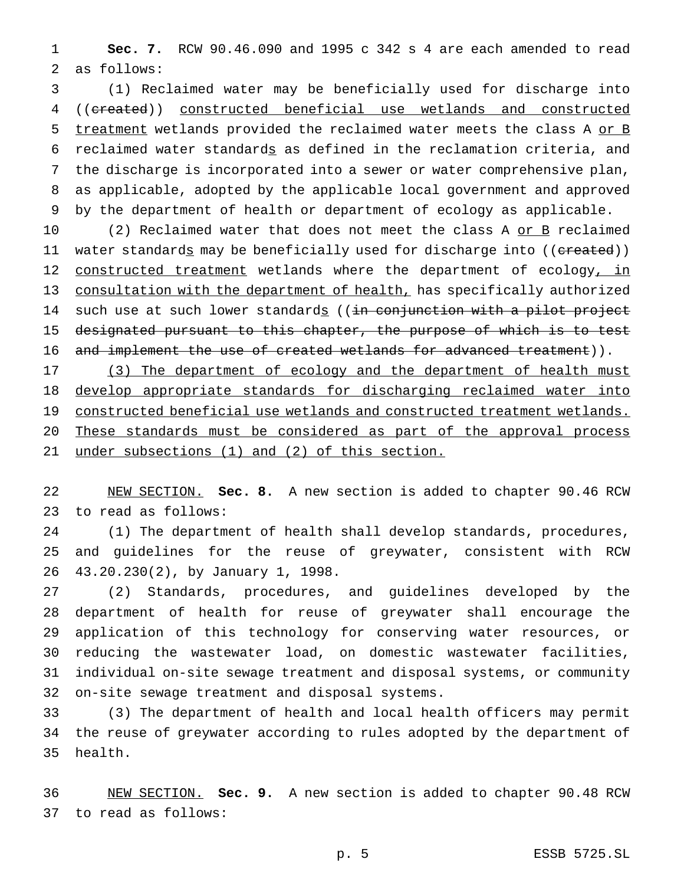**Sec. 7.** RCW 90.46.090 and 1995 c 342 s 4 are each amended to read as follows:

(1) Reclaimed water may be beneficially used for discharge into ((~~created~~)) <u>constructed beneficial use wetlands and constructed treatment</u> wetlands provided the reclaimed water meets the class A <u>or B</u> reclaimed water standard<u>s</u> as defined in the reclamation criteria, and the discharge is incorporated into a sewer or water comprehensive plan, as applicable, adopted by the applicable local government and approved by the department of health or department of ecology as applicable.

(2) Reclaimed water that does not meet the class A <u>or B</u> reclaimed water standard<u>s</u> may be beneficially used for discharge into ((~~created~~)) <u>constructed treatment</u> wetlands where the department of ecology<u>, in consultation with the department of health,</u> has specifically authorized such use at such lower standard<u>s</u> ((~~in conjunction with a pilot project designated pursuant to this chapter, the purpose of which is to test and implement the use of created wetlands for advanced treatment~~)).

<u>(3) The department of ecology and the department of health must develop appropriate standards for discharging reclaimed water into constructed beneficial use wetlands and constructed treatment wetlands. These standards must be considered as part of the approval process under subsections (1) and (2) of this section.</u>

<u>NEW SECTION.</u> **Sec. 8.** A new section is added to chapter 90.46 RCW to read as follows:

(1) The department of health shall develop standards, procedures, and guidelines for the reuse of greywater, consistent with RCW 43.20.230(2), by January 1, 1998.

(2) Standards, procedures, and guidelines developed by the department of health for reuse of greywater shall encourage the application of this technology for conserving water resources, or reducing the wastewater load, on domestic wastewater facilities, individual on-site sewage treatment and disposal systems, or community on-site sewage treatment and disposal systems.

(3) The department of health and local health officers may permit the reuse of greywater according to rules adopted by the department of health.

<u>NEW SECTION.</u> **Sec. 9.** A new section is added to chapter 90.48 RCW to read as follows: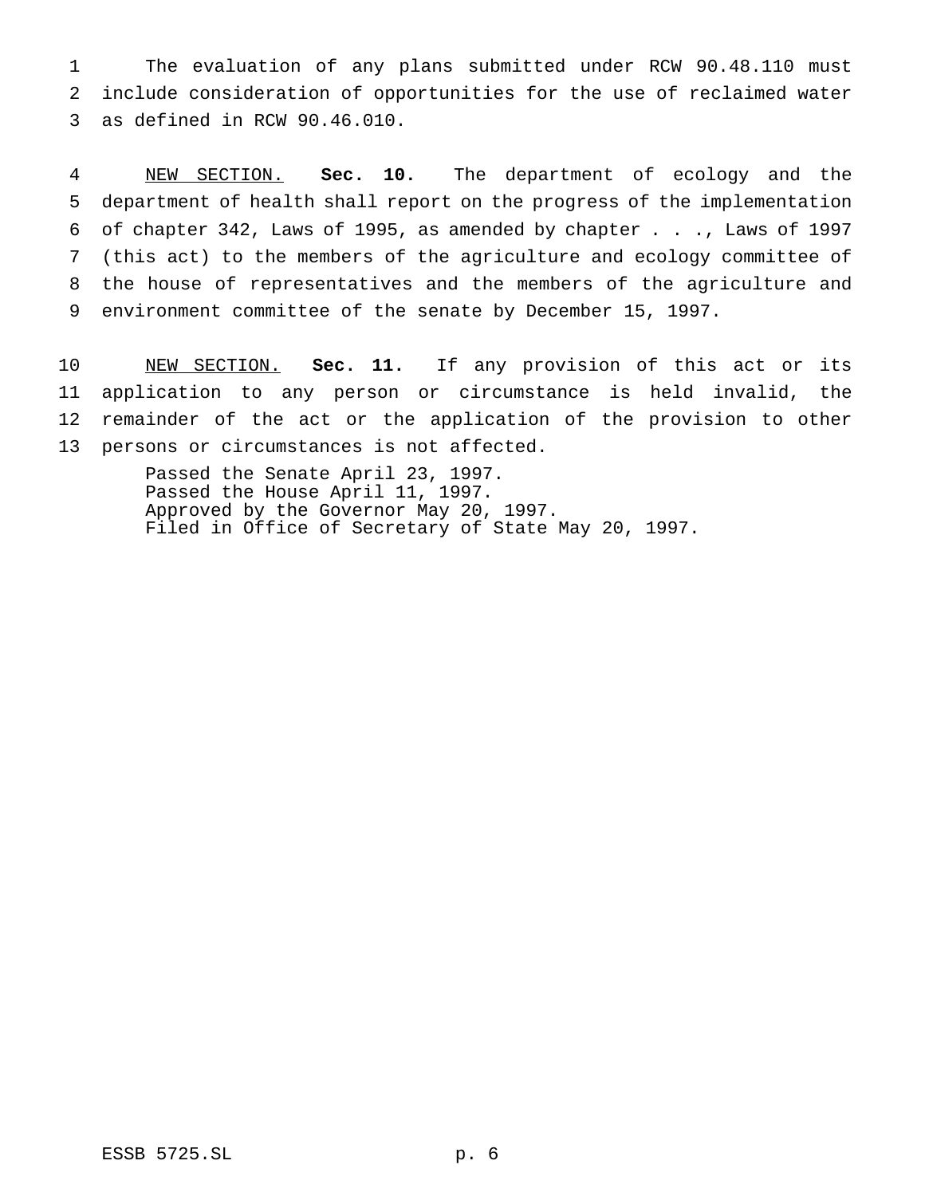The evaluation of any plans submitted under RCW 90.48.110 must include consideration of opportunities for the use of reclaimed water as defined in RCW 90.46.010.

NEW SECTION. **Sec. 10.** The department of ecology and the department of health shall report on the progress of the implementation of chapter 342, Laws of 1995, as amended by chapter . . ., Laws of 1997 (this act) to the members of the agriculture and ecology committee of the house of representatives and the members of the agriculture and environment committee of the senate by December 15, 1997.

NEW SECTION. **Sec. 11.** If any provision of this act or its application to any person or circumstance is held invalid, the remainder of the act or the application of the provision to other persons or circumstances is not affected.

Passed the Senate April 23, 1997.
Passed the House April 11, 1997.
Approved by the Governor May 20, 1997.
Filed in Office of Secretary of State May 20, 1997.